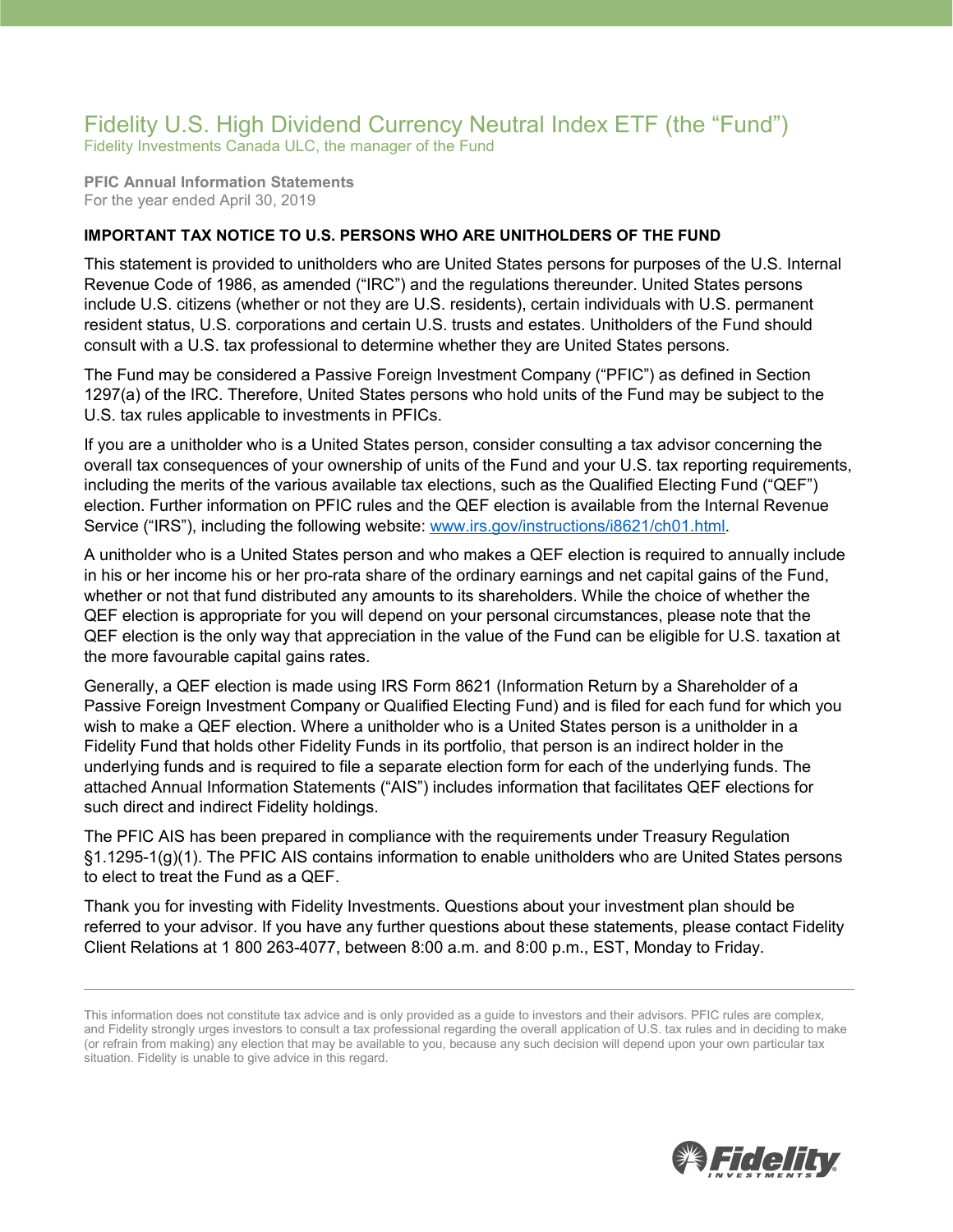# Fidelity U.S. High Dividend Currency Neutral Index ETF (the "Fund")

Fidelity Investments Canada ULC, the manager of the Fund

**PFIC Annual Information Statements**
For the year ended April 30, 2019

**IMPORTANT TAX NOTICE TO U.S. PERSONS WHO ARE UNITHOLDERS OF THE FUND**

This statement is provided to unitholders who are United States persons for purposes of the U.S. Internal Revenue Code of 1986, as amended ("IRC") and the regulations thereunder. United States persons include U.S. citizens (whether or not they are U.S. residents), certain individuals with U.S. permanent resident status, U.S. corporations and certain U.S. trusts and estates. Unitholders of the Fund should consult with a U.S. tax professional to determine whether they are United States persons.

The Fund may be considered a Passive Foreign Investment Company ("PFIC") as defined in Section 1297(a) of the IRC. Therefore, United States persons who hold units of the Fund may be subject to the U.S. tax rules applicable to investments in PFICs.

If you are a unitholder who is a United States person, consider consulting a tax advisor concerning the overall tax consequences of your ownership of units of the Fund and your U.S. tax reporting requirements, including the merits of the various available tax elections, such as the Qualified Electing Fund ("QEF") election. Further information on PFIC rules and the QEF election is available from the Internal Revenue Service ("IRS"), including the following website: [www.irs.gov/instructions/i8621/ch01.html](www.irs.gov/instructions/i8621/ch01.html).

A unitholder who is a United States person and who makes a QEF election is required to annually include in his or her income his or her pro-rata share of the ordinary earnings and net capital gains of the Fund, whether or not that fund distributed any amounts to its shareholders. While the choice of whether the QEF election is appropriate for you will depend on your personal circumstances, please note that the QEF election is the only way that appreciation in the value of the Fund can be eligible for U.S. taxation at the more favourable capital gains rates.

Generally, a QEF election is made using IRS Form 8621 (Information Return by a Shareholder of a Passive Foreign Investment Company or Qualified Electing Fund) and is filed for each fund for which you wish to make a QEF election. Where a unitholder who is a United States person is a unitholder in a Fidelity Fund that holds other Fidelity Funds in its portfolio, that person is an indirect holder in the underlying funds and is required to file a separate election form for each of the underlying funds. The attached Annual Information Statements ("AIS") includes information that facilitates QEF elections for such direct and indirect Fidelity holdings.

The PFIC AIS has been prepared in compliance with the requirements under Treasury Regulation §1.1295-1(g)(1). The PFIC AIS contains information to enable unitholders who are United States persons to elect to treat the Fund as a QEF.

Thank you for investing with Fidelity Investments. Questions about your investment plan should be referred to your advisor. If you have any further questions about these statements, please contact Fidelity Client Relations at 1 800 263-4077, between 8:00 a.m. and 8:00 p.m., EST, Monday to Friday.

---

This information does not constitute tax advice and is only provided as a guide to investors and their advisors. PFIC rules are complex, and Fidelity strongly urges investors to consult a tax professional regarding the overall application of U.S. tax rules and in deciding to make (or refrain from making) any election that may be available to you, because any such decision will depend upon your own particular tax situation. Fidelity is unable to give advice in this regard.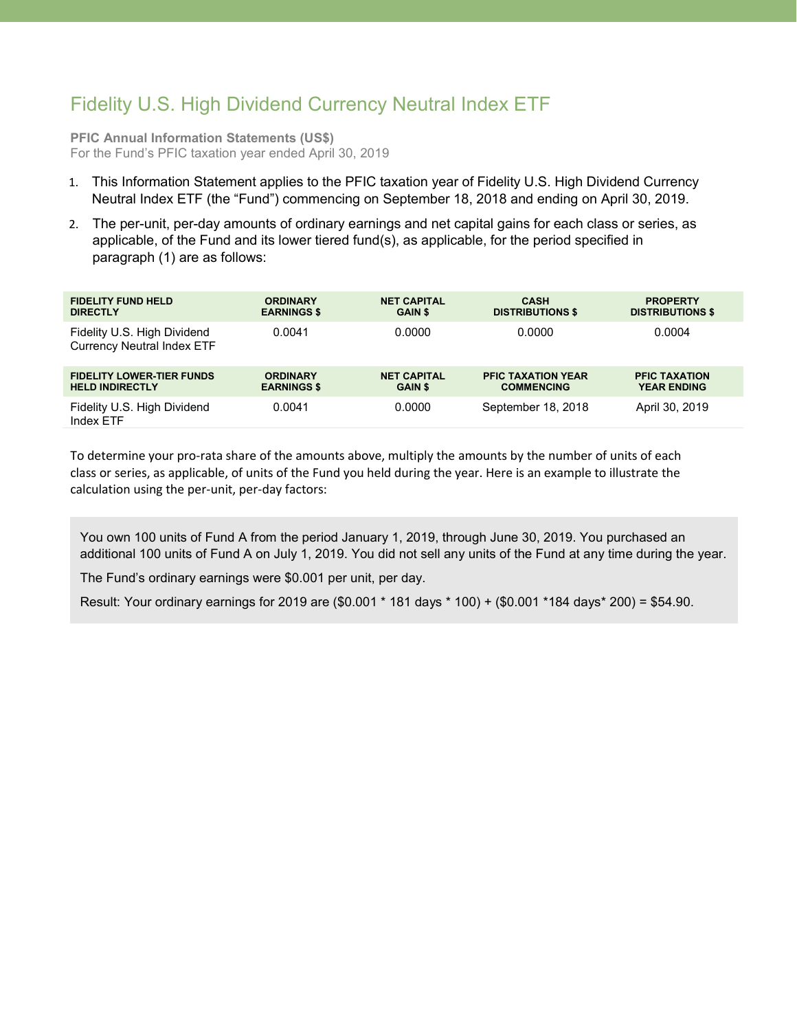# Fidelity U.S. High Dividend Currency Neutral Index ETF

**PFIC Annual Information Statements (US$)**
For the Fund's PFIC taxation year ended April 30, 2019

1. This Information Statement applies to the PFIC taxation year of Fidelity U.S. High Dividend Currency Neutral Index ETF (the "Fund") commencing on September 18, 2018 and ending on April 30, 2019.
2. The per-unit, per-day amounts of ordinary earnings and net capital gains for each class or series, as applicable, of the Fund and its lower tiered fund(s), as applicable, for the period specified in paragraph (1) are as follows:

| FIDELITY FUND HELD DIRECTLY | ORDINARY EARNINGS $ | NET CAPITAL GAIN $ | CASH DISTRIBUTIONS $ | PROPERTY DISTRIBUTIONS $ |
|---|---|---|---|---|
| Fidelity U.S. High Dividend Currency Neutral Index ETF | 0.0041 | 0.0000 | 0.0000 | 0.0004 |

| FIDELITY LOWER-TIER FUNDS HELD INDIRECTLY | ORDINARY EARNINGS $ | NET CAPITAL GAIN $ | PFIC TAXATION YEAR COMMENCING | PFIC TAXATION YEAR ENDING |
|---|---|---|---|---|
| Fidelity U.S. High Dividend Index ETF | 0.0041 | 0.0000 | September 18, 2018 | April 30, 2019 |

To determine your pro-rata share of the amounts above, multiply the amounts by the number of units of each class or series, as applicable, of units of the Fund you held during the year. Here is an example to illustrate the calculation using the per-unit, per-day factors:

> You own 100 units of Fund A from the period January 1, 2019, through June 30, 2019. You purchased an additional 100 units of Fund A on July 1, 2019. You did not sell any units of the Fund at any time during the year.
>
> The Fund's ordinary earnings were $0.001 per unit, per day.
>
> Result: Your ordinary earnings for 2019 are ($0.001 * 181 days * 100) + ($0.001 *184 days* 200) = $54.90.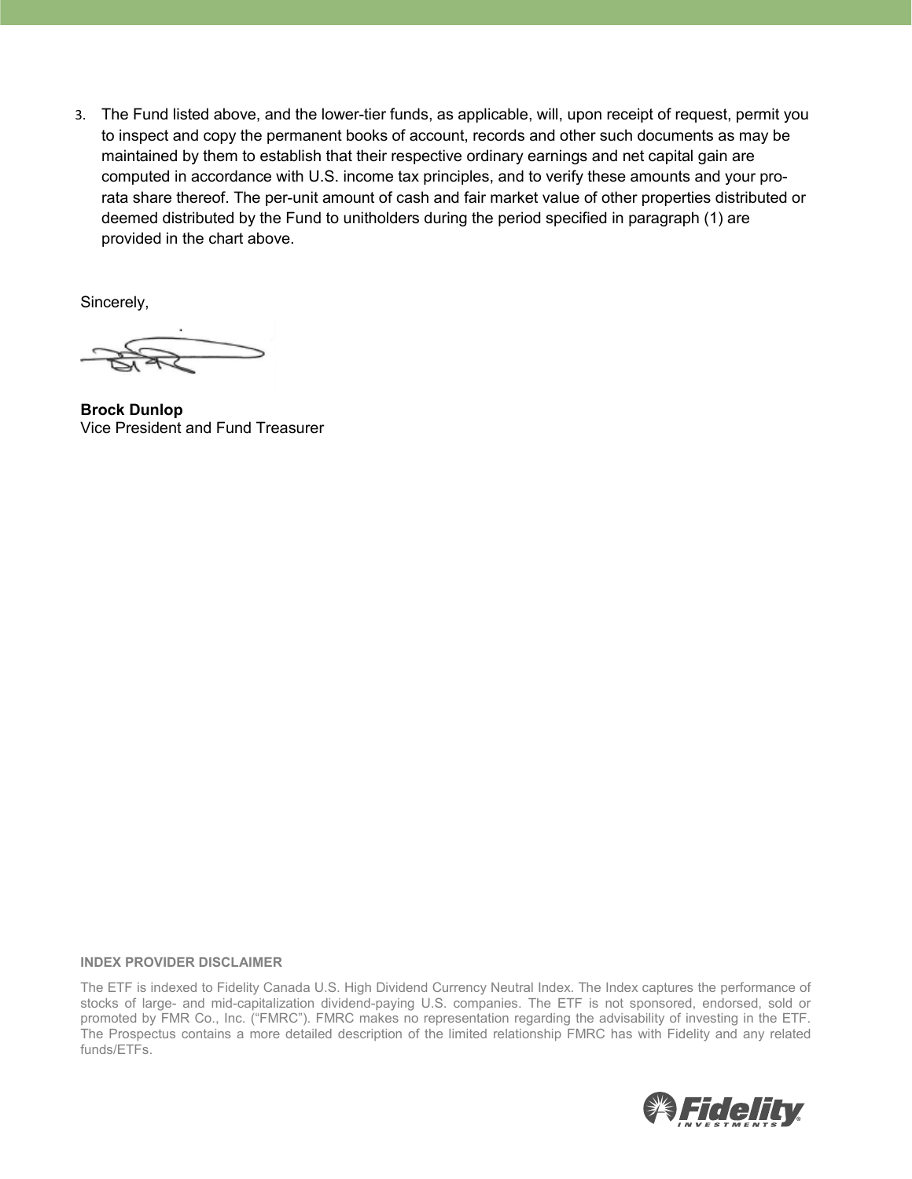3. The Fund listed above, and the lower-tier funds, as applicable, will, upon receipt of request, permit you to inspect and copy the permanent books of account, records and other such documents as may be maintained by them to establish that their respective ordinary earnings and net capital gain are computed in accordance with U.S. income tax principles, and to verify these amounts and your pro-rata share thereof. The per-unit amount of cash and fair market value of other properties distributed or deemed distributed by the Fund to unitholders during the period specified in paragraph (1) are provided in the chart above.

Sincerely,

**Brock Dunlop**
Vice President and Fund Treasurer

**INDEX PROVIDER DISCLAIMER**

The ETF is indexed to Fidelity Canada U.S. High Dividend Currency Neutral Index. The Index captures the performance of stocks of large- and mid-capitalization dividend-paying U.S. companies. The ETF is not sponsored, endorsed, sold or promoted by FMR Co., Inc. ("FMRC"). FMRC makes no representation regarding the advisability of investing in the ETF. The Prospectus contains a more detailed description of the limited relationship FMRC has with Fidelity and any related funds/ETFs.

Fidelity INVESTMENTS